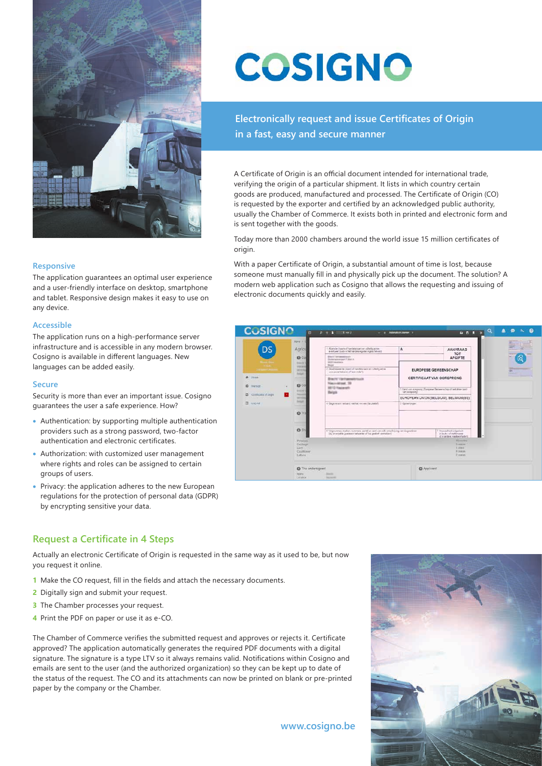# COSIGNO

## Electronically request and issue Certificates of Origin in a fast, easy and secure manner

A Certificate of Origin is an official document intended for international trade, verifying the origin of a particular shipment. It lists in which country certain goods are produced, manufactured and processed. The Certificate of Origin (CO) is requested by the exporter and certified by an acknowledged public authority, usually the Chamber of Commerce. It exists both in printed and electronic form and is sent together with the goods.

Today more than 2000 chambers around the world issue 15 million certificates of origin.

With a paper Certificate of Origin, a substantial amount of time is lost, because someone must manually fill in and physically pick up the document. The solution? A modern web application such as Cosigno that allows the requesting and issuing of electronic documents quickly and easily.

### Responsive

The application guarantees an optimal user experience and a user-friendly interface on desktop, smartphone and tablet. Responsive design makes it easy to use on any device.

### Accessible

The application runs on a high-performance server infrastructure and is accessible in any modern browser. Cosigno is available in different languages. New languages can be added easily.

### Secure

Security is more than ever an important issue. Cosigno guarantees the user a safe experience. How?

- Authentication: by supporting multiple authentication providers such as a strong password, two-factor authentication and electronic certificates.
- Authorization: with customized user management where rights and roles can be assigned to certain groups of users.
- Privacy: the application adheres to the new European regulations for the protection of personal data (GDPR) by encrypting sensitive your data.

## Request a Certificate in 4 Steps

Actually an electronic Certificate of Origin is requested in the same way as it used to be, but now you request it online.

1. Make the CO request, fill in the fields and attach the necessary documents.
2. Digitally sign and submit your request.
3. The Chamber processes your request.
4. Print the PDF on paper or use it as e-CO.

The Chamber of Commerce verifies the submitted request and approves or rejects it. Certificate approved? The application automatically generates the required PDF documents with a digital signature. The signature is a type LTV so it always remains valid. Notifications within Cosigno and emails are sent to the user (and the authorized organization) so they can be kept up to date of the status of the request. The CO and its attachments can now be printed on blank or pre-printed paper by the company or the Chamber.

www.cosigno.be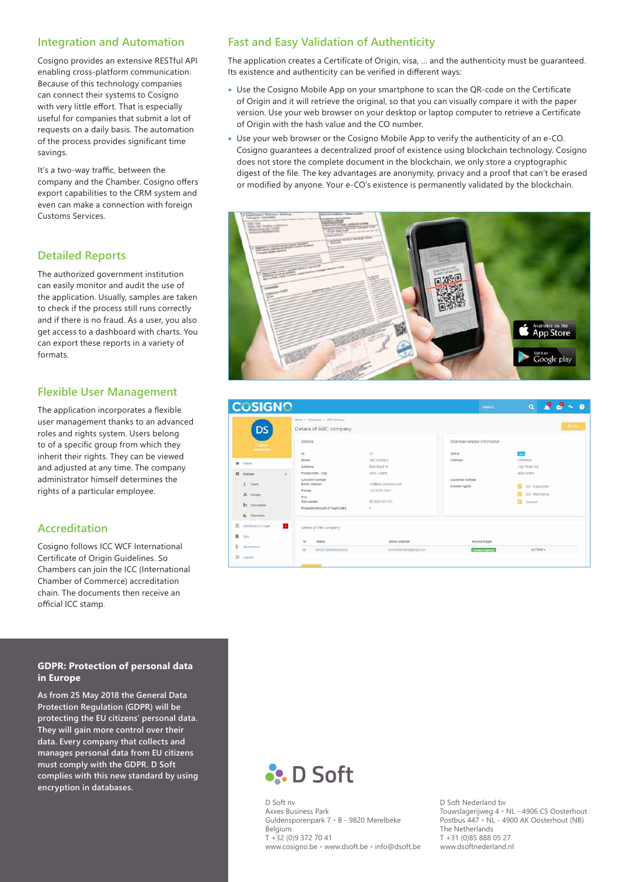## Integration and Automation

Cosigno provides an extensive RESTful API enabling cross-platform communication. Because of this technology companies can connect their systems to Cosigno with very little effort. That is especially useful for companies that submit a lot of requests on a daily basis. The automation of the process provides significant time savings.

It's a two-way traffic, between the company and the Chamber. Cosigno offers export capabilities to the CRM system and even can make a connection with foreign Customs Services.

## Detailed Reports

The authorized government institution can easily monitor and audit the use of the application. Usually, samples are taken to check if the process still runs correctly and if there is no fraud. As a user, you also get access to a dashboard with charts. You can export these reports in a variety of formats.

## Flexible User Management

The application incorporates a flexible user management thanks to an advanced roles and rights system. Users belong to of a specific group from which they inherit their rights. They can be viewed and adjusted at any time. The company administrator himself determines the rights of a particular employee.

## Accreditation

Cosigno follows ICC WCF International Certificate of Origin Guidelines. So Chambers can join the ICC (International Chamber of Commerce) accreditation chain. The documents then receive an official ICC stamp.

## Fast and Easy Validation of Authenticity

The application creates a Certificate of Origin, visa, ... and the authenticity must be guaranteed. Its existence and authenticity can be verified in different ways:

- Use the Cosigno Mobile App on your smartphone to scan the QR-code on the Certificate of Origin and it will retrieve the original, so that you can visually compare it with the paper version. Use your web browser on your desktop or laptop computer to retrieve a Certificate of Origin with the hash value and the CO number.
- Use your web browser or the Cosigno Mobile App to verify the authenticity of an e-CO. Cosigno guarantees a decentralized proof of existence using blockchain technology. Cosigno does not store the complete document in the blockchain, we only store a cryptographic digest of the file. The key advantages are anonymity, privacy and a proof that can't be erased or modified by anyone. Your e-CO's existence is permanently validated by the blockchain.

### GDPR: Protection of personal data in Europe

**As from 25 May 2018 the General Data Protection Regulation (GDPR) will be protecting the EU citizens' personal data. They will gain more control over their data. Every company that collects and manages personal data from EU citizens must comply with the GDPR. D Soft complies with this new standard by using encryption in databases.**

D Soft

D Soft nv
Axxes Business Park
Guldensporenpark 7 • B - 9820 Merelbeke
Belgium
T +32 (0)9 372 70 41
www.cosigno.be • www.dsoft.be • info@dsoft.be

D Soft Nederland bv
Touwslagerijweg 4 • NL - 4906 CS Oosterhout
Postbus 447 • NL - 4900 AK Oosterhout (NB)
The Netherlands
T +31 (0)85 888 05 27
www.dsoftnederland.nl